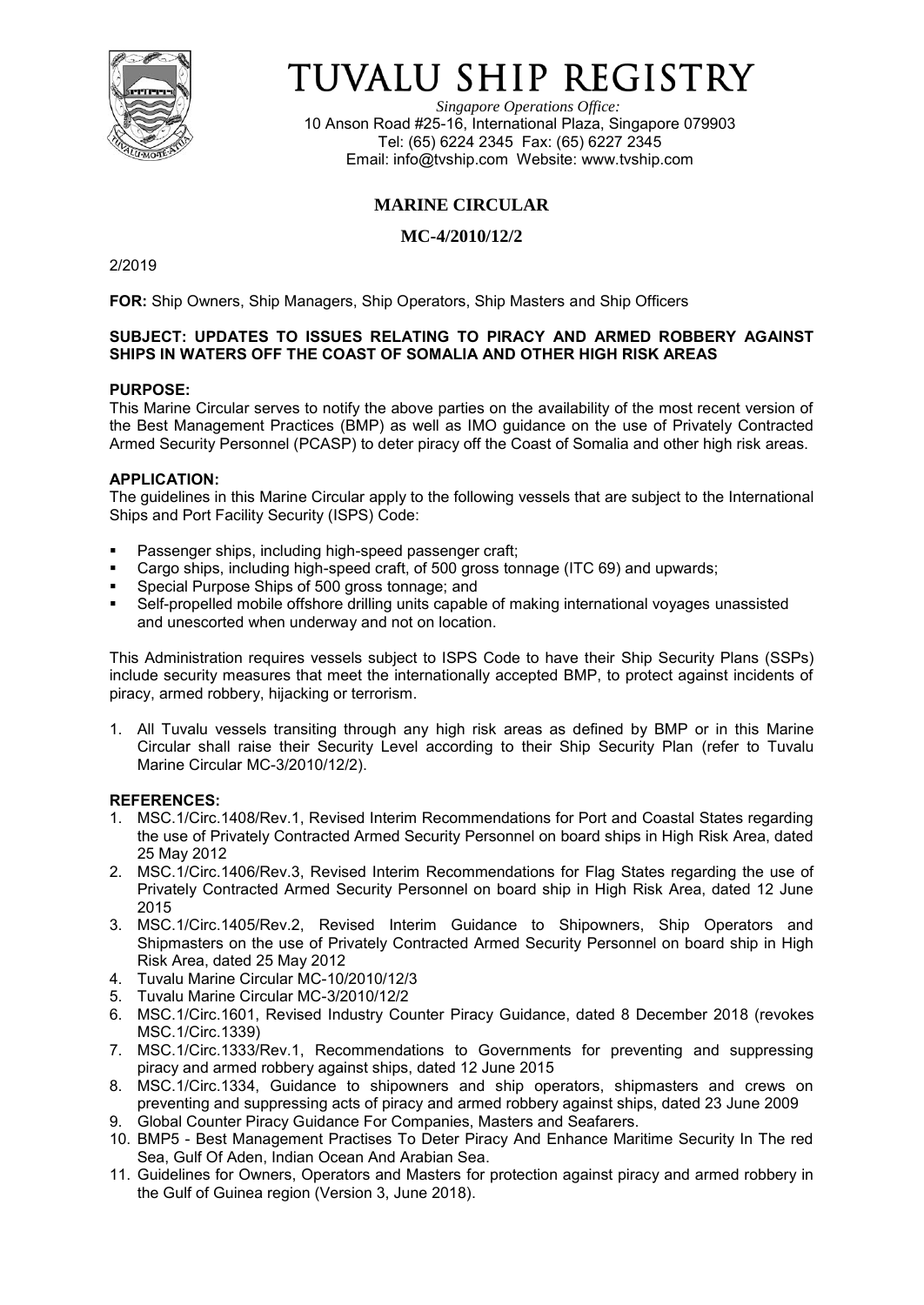# TUVALU SHIP REGISTRY

*Singapore Operations Office:*
10 Anson Road #25-16, International Plaza, Singapore 079903
Tel: (65) 6224 2345 Fax: (65) 6227 2345
Email: info@tvship.com Website: www.tvship.com

## MARINE CIRCULAR

## MC-4/2010/12/2

2/2019

**FOR:** Ship Owners, Ship Managers, Ship Operators, Ship Masters and Ship Officers

**SUBJECT: UPDATES TO ISSUES RELATING TO PIRACY AND ARMED ROBBERY AGAINST SHIPS IN WATERS OFF THE COAST OF SOMALIA AND OTHER HIGH RISK AREAS**

**PURPOSE:**
This Marine Circular serves to notify the above parties on the availability of the most recent version of the Best Management Practices (BMP) as well as IMO guidance on the use of Privately Contracted Armed Security Personnel (PCASP) to deter piracy off the Coast of Somalia and other high risk areas.

**APPLICATION:**
The guidelines in this Marine Circular apply to the following vessels that are subject to the International Ships and Port Facility Security (ISPS) Code:

- Passenger ships, including high-speed passenger craft;
- Cargo ships, including high-speed craft, of 500 gross tonnage (ITC 69) and upwards;
- Special Purpose Ships of 500 gross tonnage; and
- Self-propelled mobile offshore drilling units capable of making international voyages unassisted and unescorted when underway and not on location.

This Administration requires vessels subject to ISPS Code to have their Ship Security Plans (SSPs) include security measures that meet the internationally accepted BMP, to protect against incidents of piracy, armed robbery, hijacking or terrorism.

1. All Tuvalu vessels transiting through any high risk areas as defined by BMP or in this Marine Circular shall raise their Security Level according to their Ship Security Plan (refer to Tuvalu Marine Circular MC-3/2010/12/2).

**REFERENCES:**

1. MSC.1/Circ.1408/Rev.1, Revised Interim Recommendations for Port and Coastal States regarding the use of Privately Contracted Armed Security Personnel on board ships in High Risk Area, dated 25 May 2012
2. MSC.1/Circ.1406/Rev.3, Revised Interim Recommendations for Flag States regarding the use of Privately Contracted Armed Security Personnel on board ship in High Risk Area, dated 12 June 2015
3. MSC.1/Circ.1405/Rev.2, Revised Interim Guidance to Shipowners, Ship Operators and Shipmasters on the use of Privately Contracted Armed Security Personnel on board ship in High Risk Area, dated 25 May 2012
4. Tuvalu Marine Circular MC-10/2010/12/3
5. Tuvalu Marine Circular MC-3/2010/12/2
6. MSC.1/Circ.1601, Revised Industry Counter Piracy Guidance, dated 8 December 2018 (revokes MSC.1/Circ.1339)
7. MSC.1/Circ.1333/Rev.1, Recommendations to Governments for preventing and suppressing piracy and armed robbery against ships, dated 12 June 2015
8. MSC.1/Circ.1334, Guidance to shipowners and ship operators, shipmasters and crews on preventing and suppressing acts of piracy and armed robbery against ships, dated 23 June 2009
9. Global Counter Piracy Guidance For Companies, Masters and Seafarers.
10. BMP5 - Best Management Practises To Deter Piracy And Enhance Maritime Security In The red Sea, Gulf Of Aden, Indian Ocean And Arabian Sea.
11. Guidelines for Owners, Operators and Masters for protection against piracy and armed robbery in the Gulf of Guinea region (Version 3, June 2018).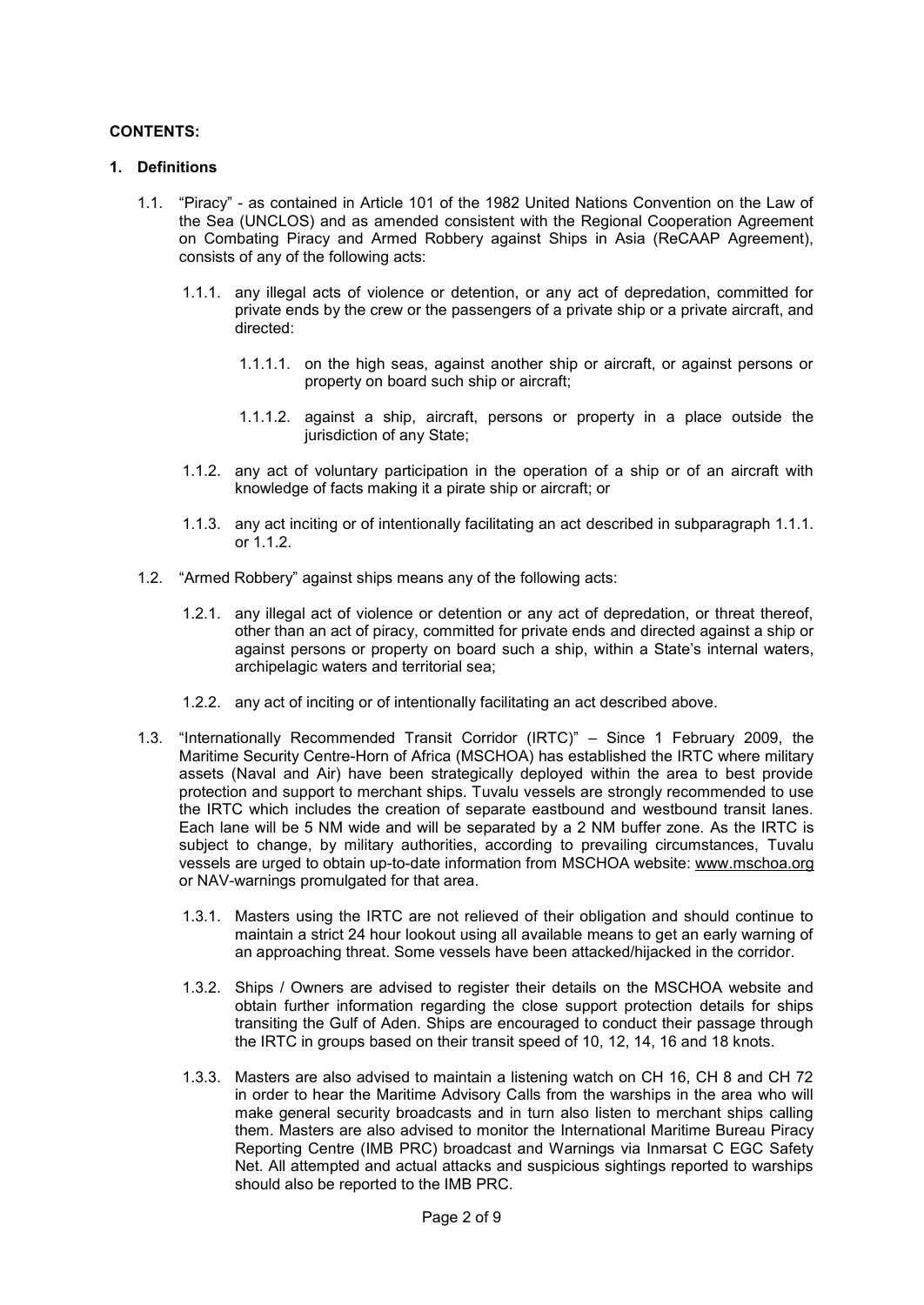**CONTENTS:**

## 1. Definitions

1.1. "Piracy" - as contained in Article 101 of the 1982 United Nations Convention on the Law of the Sea (UNCLOS) and as amended consistent with the Regional Cooperation Agreement on Combating Piracy and Armed Robbery against Ships in Asia (ReCAAP Agreement), consists of any of the following acts:

1.1.1. any illegal acts of violence or detention, or any act of depredation, committed for private ends by the crew or the passengers of a private ship or a private aircraft, and directed:

1.1.1.1. on the high seas, against another ship or aircraft, or against persons or property on board such ship or aircraft;

1.1.1.2. against a ship, aircraft, persons or property in a place outside the jurisdiction of any State;

1.1.2. any act of voluntary participation in the operation of a ship or of an aircraft with knowledge of facts making it a pirate ship or aircraft; or

1.1.3. any act inciting or of intentionally facilitating an act described in subparagraph 1.1.1. or 1.1.2.

1.2. "Armed Robbery" against ships means any of the following acts:

1.2.1. any illegal act of violence or detention or any act of depredation, or threat thereof, other than an act of piracy, committed for private ends and directed against a ship or against persons or property on board such a ship, within a State's internal waters, archipelagic waters and territorial sea;

1.2.2. any act of inciting or of intentionally facilitating an act described above.

1.3. "Internationally Recommended Transit Corridor (IRTC)" – Since 1 February 2009, the Maritime Security Centre-Horn of Africa (MSCHOA) has established the IRTC where military assets (Naval and Air) have been strategically deployed within the area to best provide protection and support to merchant ships. Tuvalu vessels are strongly recommended to use the IRTC which includes the creation of separate eastbound and westbound transit lanes. Each lane will be 5 NM wide and will be separated by a 2 NM buffer zone. As the IRTC is subject to change, by military authorities, according to prevailing circumstances, Tuvalu vessels are urged to obtain up-to-date information from MSCHOA website: www.mschoa.org or NAV-warnings promulgated for that area.

1.3.1. Masters using the IRTC are not relieved of their obligation and should continue to maintain a strict 24 hour lookout using all available means to get an early warning of an approaching threat. Some vessels have been attacked/hijacked in the corridor.

1.3.2. Ships / Owners are advised to register their details on the MSCHOA website and obtain further information regarding the close support protection details for ships transiting the Gulf of Aden. Ships are encouraged to conduct their passage through the IRTC in groups based on their transit speed of 10, 12, 14, 16 and 18 knots.

1.3.3. Masters are also advised to maintain a listening watch on CH 16, CH 8 and CH 72 in order to hear the Maritime Advisory Calls from the warships in the area who will make general security broadcasts and in turn also listen to merchant ships calling them. Masters are also advised to monitor the International Maritime Bureau Piracy Reporting Centre (IMB PRC) broadcast and Warnings via Inmarsat C EGC Safety Net. All attempted and actual attacks and suspicious sightings reported to warships should also be reported to the IMB PRC.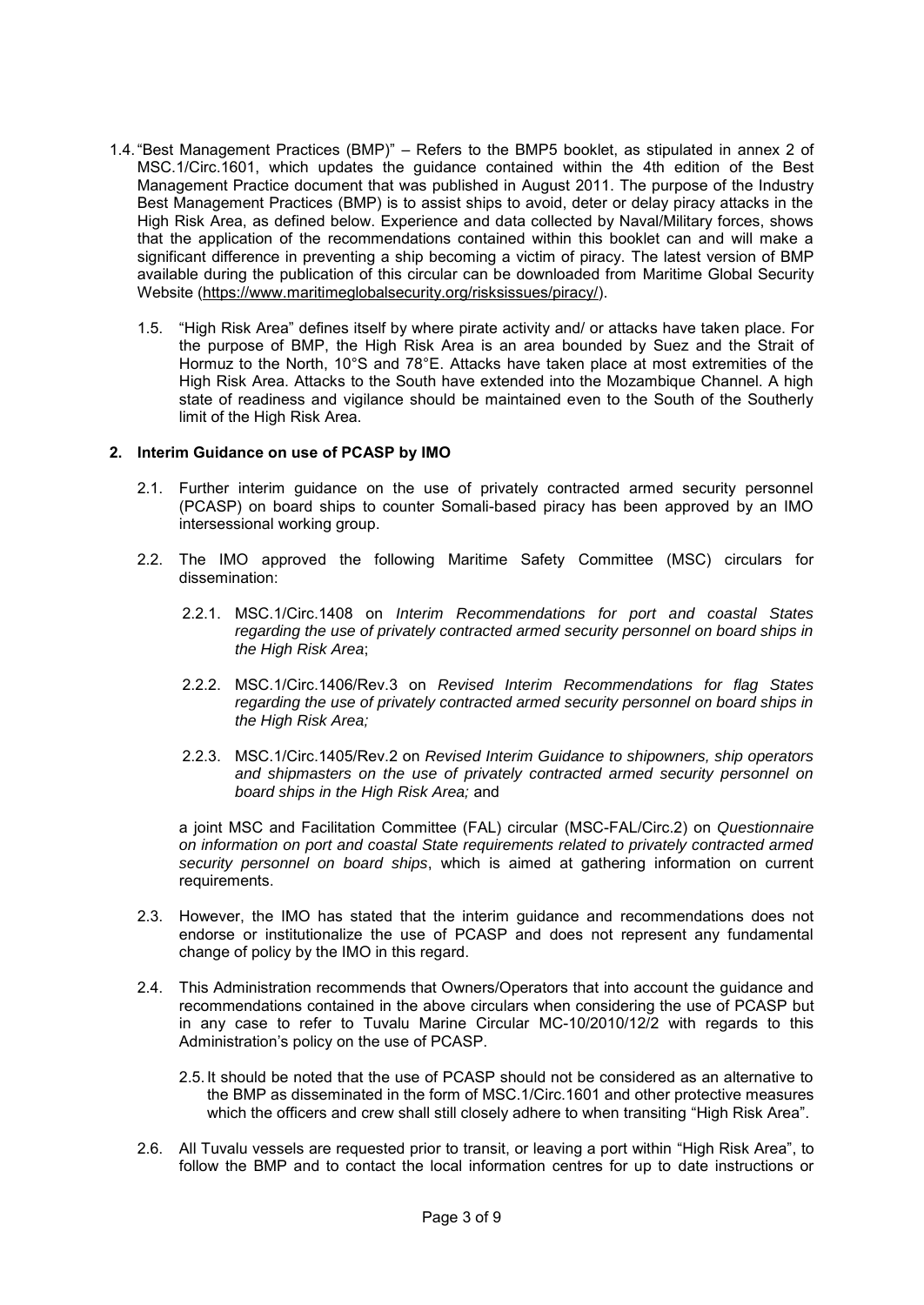1.4. "Best Management Practices (BMP)" – Refers to the BMP5 booklet, as stipulated in annex 2 of MSC.1/Circ.1601, which updates the guidance contained within the 4th edition of the Best Management Practice document that was published in August 2011. The purpose of the Industry Best Management Practices (BMP) is to assist ships to avoid, deter or delay piracy attacks in the High Risk Area, as defined below. Experience and data collected by Naval/Military forces, shows that the application of the recommendations contained within this booklet can and will make a significant difference in preventing a ship becoming a victim of piracy. The latest version of BMP available during the publication of this circular can be downloaded from Maritime Global Security Website (https://www.maritimeglobalsecurity.org/risksissues/piracy/).

1.5. "High Risk Area" defines itself by where pirate activity and/ or attacks have taken place. For the purpose of BMP, the High Risk Area is an area bounded by Suez and the Strait of Hormuz to the North, 10°S and 78°E. Attacks have taken place at most extremities of the High Risk Area. Attacks to the South have extended into the Mozambique Channel. A high state of readiness and vigilance should be maintained even to the South of the Southerly limit of the High Risk Area.

## 2. Interim Guidance on use of PCASP by IMO

2.1. Further interim guidance on the use of privately contracted armed security personnel (PCASP) on board ships to counter Somali-based piracy has been approved by an IMO intersessional working group.

2.2. The IMO approved the following Maritime Safety Committee (MSC) circulars for dissemination:

2.2.1. MSC.1/Circ.1408 on *Interim Recommendations for port and coastal States regarding the use of privately contracted armed security personnel on board ships in the High Risk Area*;

2.2.2. MSC.1/Circ.1406/Rev.3 on *Revised Interim Recommendations for flag States regarding the use of privately contracted armed security personnel on board ships in the High Risk Area;*

2.2.3. MSC.1/Circ.1405/Rev.2 on *Revised Interim Guidance to shipowners, ship operators and shipmasters on the use of privately contracted armed security personnel on board ships in the High Risk Area;* and

a joint MSC and Facilitation Committee (FAL) circular (MSC-FAL/Circ.2) on *Questionnaire on information on port and coastal State requirements related to privately contracted armed security personnel on board ships*, which is aimed at gathering information on current requirements.

2.3. However, the IMO has stated that the interim guidance and recommendations does not endorse or institutionalize the use of PCASP and does not represent any fundamental change of policy by the IMO in this regard.

2.4. This Administration recommends that Owners/Operators that into account the guidance and recommendations contained in the above circulars when considering the use of PCASP but in any case to refer to Tuvalu Marine Circular MC-10/2010/12/2 with regards to this Administration's policy on the use of PCASP.

2.5. It should be noted that the use of PCASP should not be considered as an alternative to the BMP as disseminated in the form of MSC.1/Circ.1601 and other protective measures which the officers and crew shall still closely adhere to when transiting "High Risk Area".

2.6. All Tuvalu vessels are requested prior to transit, or leaving a port within "High Risk Area", to follow the BMP and to contact the local information centres for up to date instructions or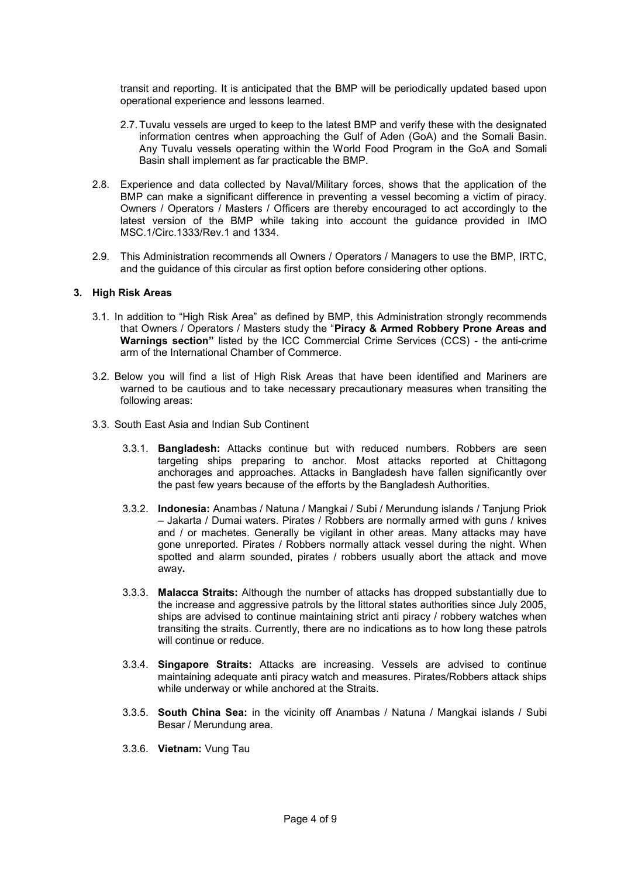transit and reporting. It is anticipated that the BMP will be periodically updated based upon operational experience and lessons learned.

2.7. Tuvalu vessels are urged to keep to the latest BMP and verify these with the designated information centres when approaching the Gulf of Aden (GoA) and the Somali Basin. Any Tuvalu vessels operating within the World Food Program in the GoA and Somali Basin shall implement as far practicable the BMP.

2.8. Experience and data collected by Naval/Military forces, shows that the application of the BMP can make a significant difference in preventing a vessel becoming a victim of piracy. Owners / Operators / Masters / Officers are thereby encouraged to act accordingly to the latest version of the BMP while taking into account the guidance provided in IMO MSC.1/Circ.1333/Rev.1 and 1334.

2.9. This Administration recommends all Owners / Operators / Managers to use the BMP, IRTC, and the guidance of this circular as first option before considering other options.

## 3. High Risk Areas

3.1. In addition to "High Risk Area" as defined by BMP, this Administration strongly recommends that Owners / Operators / Masters study the "**Piracy & Armed Robbery Prone Areas and Warnings section"** listed by the ICC Commercial Crime Services (CCS) - the anti-crime arm of the International Chamber of Commerce.

3.2. Below you will find a list of High Risk Areas that have been identified and Mariners are warned to be cautious and to take necessary precautionary measures when transiting the following areas:

3.3. South East Asia and Indian Sub Continent

3.3.1. **Bangladesh:** Attacks continue but with reduced numbers. Robbers are seen targeting ships preparing to anchor. Most attacks reported at Chittagong anchorages and approaches. Attacks in Bangladesh have fallen significantly over the past few years because of the efforts by the Bangladesh Authorities.

3.3.2. **Indonesia:** Anambas / Natuna / Mangkai / Subi / Merundung islands / Tanjung Priok – Jakarta / Dumai waters. Pirates / Robbers are normally armed with guns / knives and / or machetes. Generally be vigilant in other areas. Many attacks may have gone unreported. Pirates / Robbers normally attack vessel during the night. When spotted and alarm sounded, pirates / robbers usually abort the attack and move away**.**

3.3.3. **Malacca Straits:** Although the number of attacks has dropped substantially due to the increase and aggressive patrols by the littoral states authorities since July 2005, ships are advised to continue maintaining strict anti piracy / robbery watches when transiting the straits. Currently, there are no indications as to how long these patrols will continue or reduce.

3.3.4. **Singapore Straits:** Attacks are increasing. Vessels are advised to continue maintaining adequate anti piracy watch and measures. Pirates/Robbers attack ships while underway or while anchored at the Straits.

3.3.5. **South China Sea:** in the vicinity off Anambas / Natuna / Mangkai islands / Subi Besar / Merundung area.

3.3.6. **Vietnam:** Vung Tau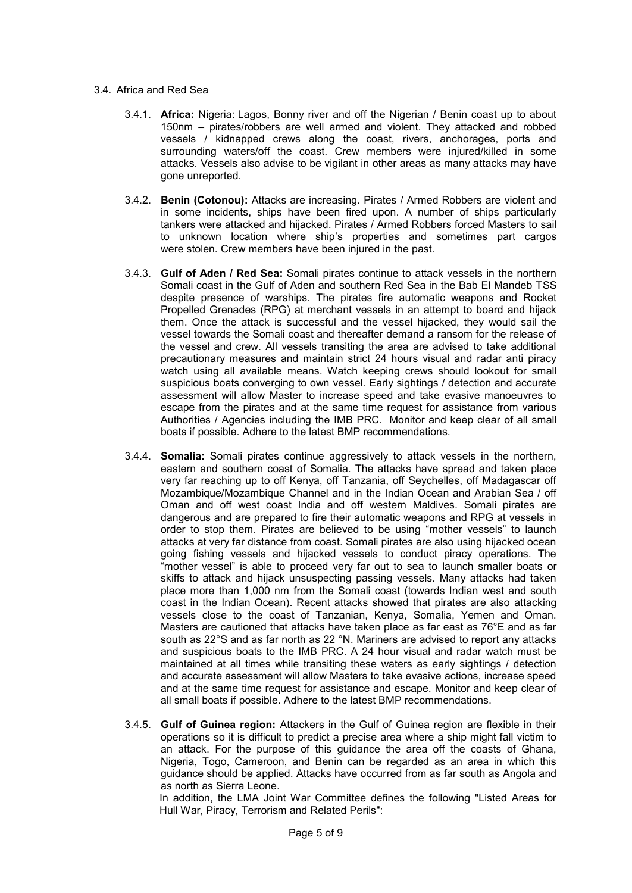### 3.4. Africa and Red Sea

3.4.1. **Africa:** Nigeria: Lagos, Bonny river and off the Nigerian / Benin coast up to about 150nm – pirates/robbers are well armed and violent. They attacked and robbed vessels / kidnapped crews along the coast, rivers, anchorages, ports and surrounding waters/off the coast. Crew members were injured/killed in some attacks. Vessels also advise to be vigilant in other areas as many attacks may have gone unreported.

3.4.2. **Benin (Cotonou):** Attacks are increasing. Pirates / Armed Robbers are violent and in some incidents, ships have been fired upon. A number of ships particularly tankers were attacked and hijacked. Pirates / Armed Robbers forced Masters to sail to unknown location where ship's properties and sometimes part cargos were stolen. Crew members have been injured in the past.

3.4.3. **Gulf of Aden / Red Sea:** Somali pirates continue to attack vessels in the northern Somali coast in the Gulf of Aden and southern Red Sea in the Bab El Mandeb TSS despite presence of warships. The pirates fire automatic weapons and Rocket Propelled Grenades (RPG) at merchant vessels in an attempt to board and hijack them. Once the attack is successful and the vessel hijacked, they would sail the vessel towards the Somali coast and thereafter demand a ransom for the release of the vessel and crew. All vessels transiting the area are advised to take additional precautionary measures and maintain strict 24 hours visual and radar anti piracy watch using all available means. Watch keeping crews should lookout for small suspicious boats converging to own vessel. Early sightings / detection and accurate assessment will allow Master to increase speed and take evasive manoeuvres to escape from the pirates and at the same time request for assistance from various Authorities / Agencies including the IMB PRC. Monitor and keep clear of all small boats if possible. Adhere to the latest BMP recommendations.

3.4.4. **Somalia:** Somali pirates continue aggressively to attack vessels in the northern, eastern and southern coast of Somalia. The attacks have spread and taken place very far reaching up to off Kenya, off Tanzania, off Seychelles, off Madagascar off Mozambique/Mozambique Channel and in the Indian Ocean and Arabian Sea / off Oman and off west coast India and off western Maldives. Somali pirates are dangerous and are prepared to fire their automatic weapons and RPG at vessels in order to stop them. Pirates are believed to be using "mother vessels" to launch attacks at very far distance from coast. Somali pirates are also using hijacked ocean going fishing vessels and hijacked vessels to conduct piracy operations. The "mother vessel" is able to proceed very far out to sea to launch smaller boats or skiffs to attack and hijack unsuspecting passing vessels. Many attacks had taken place more than 1,000 nm from the Somali coast (towards Indian west and south coast in the Indian Ocean). Recent attacks showed that pirates are also attacking vessels close to the coast of Tanzanian, Kenya, Somalia, Yemen and Oman. Masters are cautioned that attacks have taken place as far east as 76°E and as far south as 22°S and as far north as 22 °N. Mariners are advised to report any attacks and suspicious boats to the IMB PRC. A 24 hour visual and radar watch must be maintained at all times while transiting these waters as early sightings / detection and accurate assessment will allow Masters to take evasive actions, increase speed and at the same time request for assistance and escape. Monitor and keep clear of all small boats if possible. Adhere to the latest BMP recommendations.

3.4.5. **Gulf of Guinea region:** Attackers in the Gulf of Guinea region are flexible in their operations so it is difficult to predict a precise area where a ship might fall victim to an attack. For the purpose of this guidance the area off the coasts of Ghana, Nigeria, Togo, Cameroon, and Benin can be regarded as an area in which this guidance should be applied. Attacks have occurred from as far south as Angola and as north as Sierra Leone.
In addition, the LMA Joint War Committee defines the following "Listed Areas for Hull War, Piracy, Terrorism and Related Perils":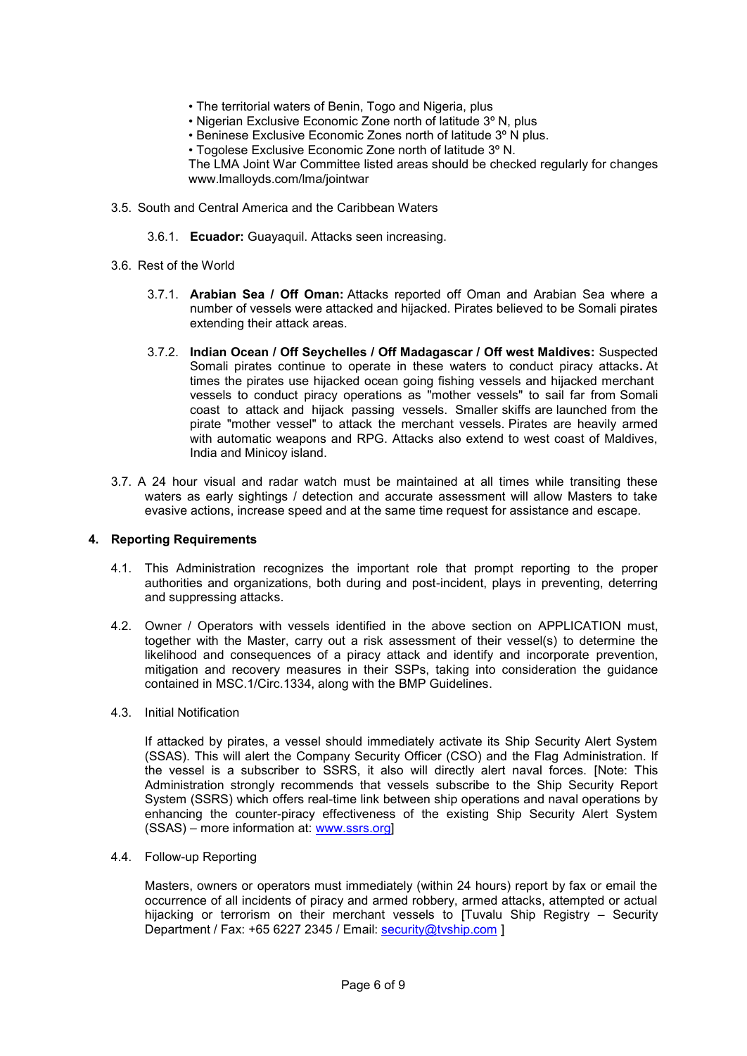- The territorial waters of Benin, Togo and Nigeria, plus
- Nigerian Exclusive Economic Zone north of latitude 3º N, plus
- Beninese Exclusive Economic Zones north of latitude 3º N plus.
- Togolese Exclusive Economic Zone north of latitude 3º N.

The LMA Joint War Committee listed areas should be checked regularly for changes www.lmalloyds.com/lma/jointwar

3.5. South and Central America and the Caribbean Waters

3.6.1. **Ecuador:** Guayaquil. Attacks seen increasing.

3.6. Rest of the World

3.7.1. **Arabian Sea / Off Oman:** Attacks reported off Oman and Arabian Sea where a number of vessels were attacked and hijacked. Pirates believed to be Somali pirates extending their attack areas.

3.7.2. **Indian Ocean / Off Seychelles / Off Madagascar / Off west Maldives:** Suspected Somali pirates continue to operate in these waters to conduct piracy attacks**.** At times the pirates use hijacked ocean going fishing vessels and hijacked merchant vessels to conduct piracy operations as "mother vessels" to sail far from Somali coast to attack and hijack passing vessels. Smaller skiffs are launched from the pirate "mother vessel" to attack the merchant vessels. Pirates are heavily armed with automatic weapons and RPG. Attacks also extend to west coast of Maldives, India and Minicoy island.

3.7. A 24 hour visual and radar watch must be maintained at all times while transiting these waters as early sightings / detection and accurate assessment will allow Masters to take evasive actions, increase speed and at the same time request for assistance and escape.

## 4. Reporting Requirements

4.1. This Administration recognizes the important role that prompt reporting to the proper authorities and organizations, both during and post-incident, plays in preventing, deterring and suppressing attacks.

4.2. Owner / Operators with vessels identified in the above section on APPLICATION must, together with the Master, carry out a risk assessment of their vessel(s) to determine the likelihood and consequences of a piracy attack and identify and incorporate prevention, mitigation and recovery measures in their SSPs, taking into consideration the guidance contained in MSC.1/Circ.1334, along with the BMP Guidelines.

4.3. Initial Notification

If attacked by pirates, a vessel should immediately activate its Ship Security Alert System (SSAS). This will alert the Company Security Officer (CSO) and the Flag Administration. If the vessel is a subscriber to SSRS, it also will directly alert naval forces. [Note: This Administration strongly recommends that vessels subscribe to the Ship Security Report System (SSRS) which offers real-time link between ship operations and naval operations by enhancing the counter-piracy effectiveness of the existing Ship Security Alert System (SSAS) – more information at: www.ssrs.org]

4.4. Follow-up Reporting

Masters, owners or operators must immediately (within 24 hours) report by fax or email the occurrence of all incidents of piracy and armed robbery, armed attacks, attempted or actual hijacking or terrorism on their merchant vessels to [Tuvalu Ship Registry – Security Department / Fax: +65 6227 2345 / Email: security@tvship.com ]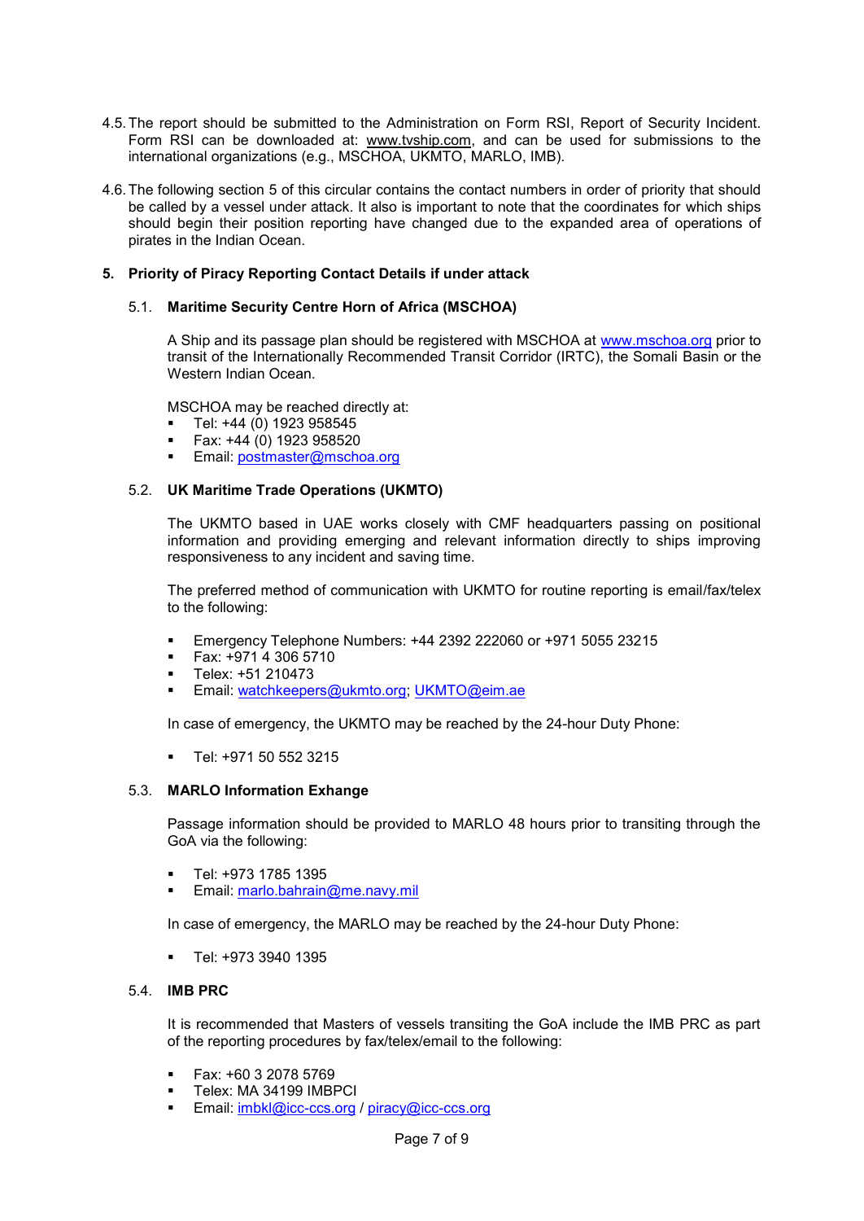4.5. The report should be submitted to the Administration on Form RSI, Report of Security Incident. Form RSI can be downloaded at: www.tvship.com, and can be used for submissions to the international organizations (e.g., MSCHOA, UKMTO, MARLO, IMB).

4.6. The following section 5 of this circular contains the contact numbers in order of priority that should be called by a vessel under attack. It also is important to note that the coordinates for which ships should begin their position reporting have changed due to the expanded area of operations of pirates in the Indian Ocean.

## 5. Priority of Piracy Reporting Contact Details if under attack

### 5.1. Maritime Security Centre Horn of Africa (MSCHOA)

A Ship and its passage plan should be registered with MSCHOA at www.mschoa.org prior to transit of the Internationally Recommended Transit Corridor (IRTC), the Somali Basin or the Western Indian Ocean.

MSCHOA may be reached directly at:

- Tel: +44 (0) 1923 958545
- Fax: +44 (0) 1923 958520
- Email: postmaster@mschoa.org

### 5.2. UK Maritime Trade Operations (UKMTO)

The UKMTO based in UAE works closely with CMF headquarters passing on positional information and providing emerging and relevant information directly to ships improving responsiveness to any incident and saving time.

The preferred method of communication with UKMTO for routine reporting is email/fax/telex to the following:

- Emergency Telephone Numbers: +44 2392 222060 or +971 5055 23215
- Fax: +971 4 306 5710
- Telex: +51 210473
- Email: watchkeepers@ukmto.org; UKMTO@eim.ae

In case of emergency, the UKMTO may be reached by the 24-hour Duty Phone:

- Tel: +971 50 552 3215

### 5.3. MARLO Information Exhange

Passage information should be provided to MARLO 48 hours prior to transiting through the GoA via the following:

- Tel: +973 1785 1395
- Email: marlo.bahrain@me.navy.mil

In case of emergency, the MARLO may be reached by the 24-hour Duty Phone:

- Tel: +973 3940 1395

### 5.4. IMB PRC

It is recommended that Masters of vessels transiting the GoA include the IMB PRC as part of the reporting procedures by fax/telex/email to the following:

- Fax: +60 3 2078 5769
- Telex: MA 34199 IMBPCI
- Email: imbkl@icc-ccs.org / piracy@icc-ccs.org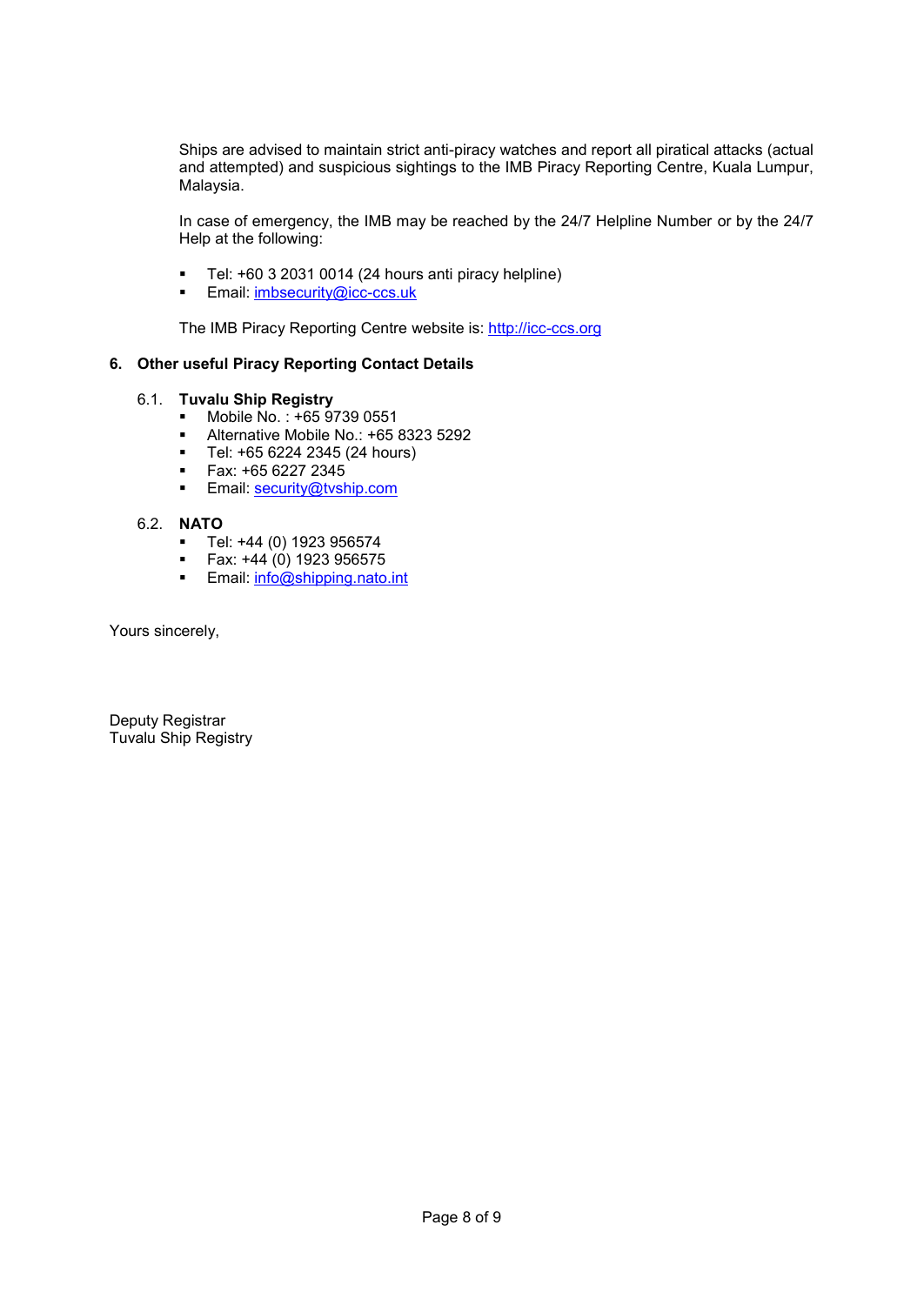Ships are advised to maintain strict anti-piracy watches and report all piratical attacks (actual and attempted) and suspicious sightings to the IMB Piracy Reporting Centre, Kuala Lumpur, Malaysia.

In case of emergency, the IMB may be reached by the 24/7 Helpline Number or by the 24/7 Help at the following:

- Tel: +60 3 2031 0014 (24 hours anti piracy helpline)
- Email: imbsecurity@icc-ccs.uk

The IMB Piracy Reporting Centre website is: http://icc-ccs.org

## 6. Other useful Piracy Reporting Contact Details

### 6.1. Tuvalu Ship Registry

- Mobile No. : +65 9739 0551
- Alternative Mobile No.: +65 8323 5292
- Tel: +65 6224 2345 (24 hours)
- Fax: +65 6227 2345
- Email: security@tvship.com

### 6.2. NATO

- Tel: +44 (0) 1923 956574
- Fax: +44 (0) 1923 956575
- Email: info@shipping.nato.int

Yours sincerely,

Deputy Registrar
Tuvalu Ship Registry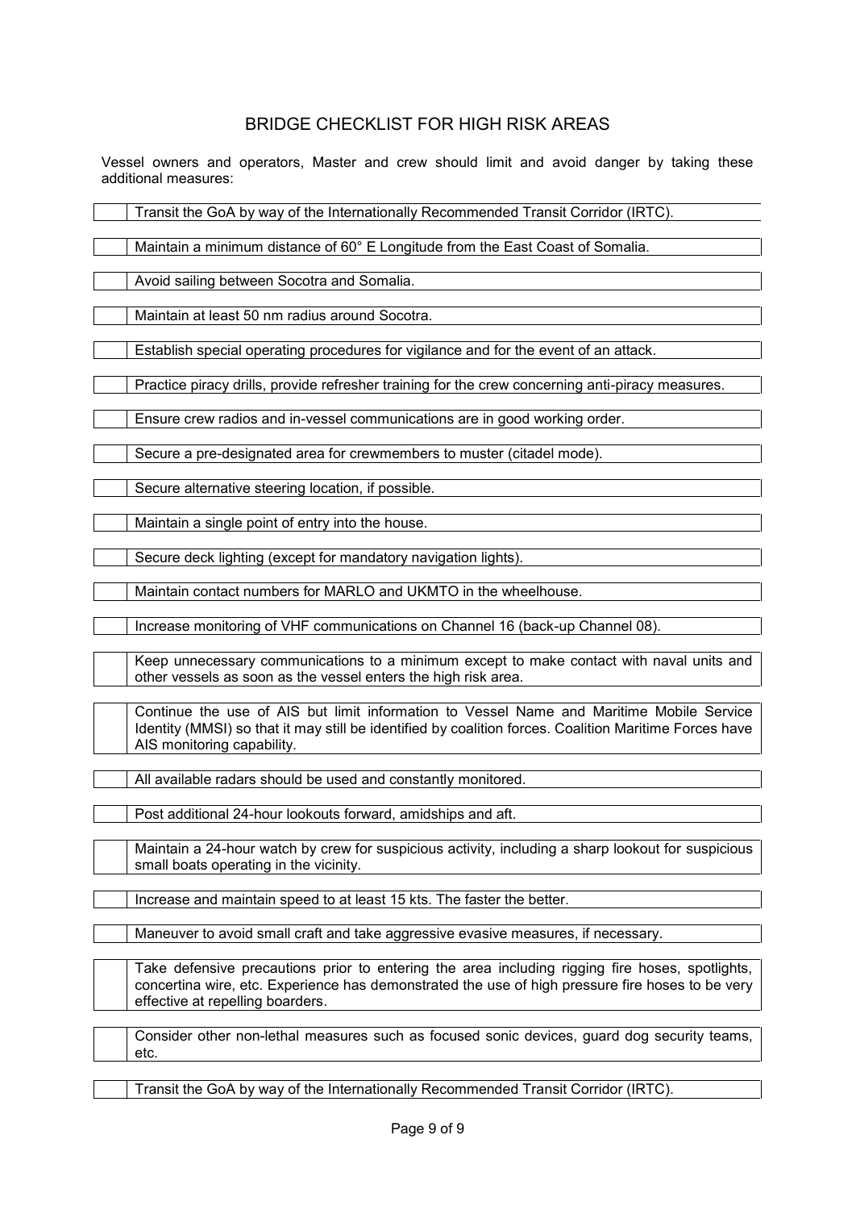## BRIDGE CHECKLIST FOR HIGH RISK AREAS

Vessel owners and operators, Master and crew should limit and avoid danger by taking these additional measures:

| | |
|---|---|
| | Transit the GoA by way of the Internationally Recommended Transit Corridor (IRTC). |
| | Maintain a minimum distance of 60° E Longitude from the East Coast of Somalia. |
| | Avoid sailing between Socotra and Somalia. |
| | Maintain at least 50 nm radius around Socotra. |
| | Establish special operating procedures for vigilance and for the event of an attack. |
| | Practice piracy drills, provide refresher training for the crew concerning anti-piracy measures. |
| | Ensure crew radios and in-vessel communications are in good working order. |
| | Secure a pre-designated area for crewmembers to muster (citadel mode). |
| | Secure alternative steering location, if possible. |
| | Maintain a single point of entry into the house. |
| | Secure deck lighting (except for mandatory navigation lights). |
| | Maintain contact numbers for MARLO and UKMTO in the wheelhouse. |
| | Increase monitoring of VHF communications on Channel 16 (back-up Channel 08). |
| | Keep unnecessary communications to a minimum except to make contact with naval units and other vessels as soon as the vessel enters the high risk area. |
| | Continue the use of AIS but limit information to Vessel Name and Maritime Mobile Service Identity (MMSI) so that it may still be identified by coalition forces. Coalition Maritime Forces have AIS monitoring capability. |
| | All available radars should be used and constantly monitored. |
| | Post additional 24-hour lookouts forward, amidships and aft. |
| | Maintain a 24-hour watch by crew for suspicious activity, including a sharp lookout for suspicious small boats operating in the vicinity. |
| | Increase and maintain speed to at least 15 kts. The faster the better. |
| | Maneuver to avoid small craft and take aggressive evasive measures, if necessary. |
| | Take defensive precautions prior to entering the area including rigging fire hoses, spotlights, concertina wire, etc. Experience has demonstrated the use of high pressure fire hoses to be very effective at repelling boarders. |
| | Consider other non-lethal measures such as focused sonic devices, guard dog security teams, etc. |
| | Transit the GoA by way of the Internationally Recommended Transit Corridor (IRTC). |